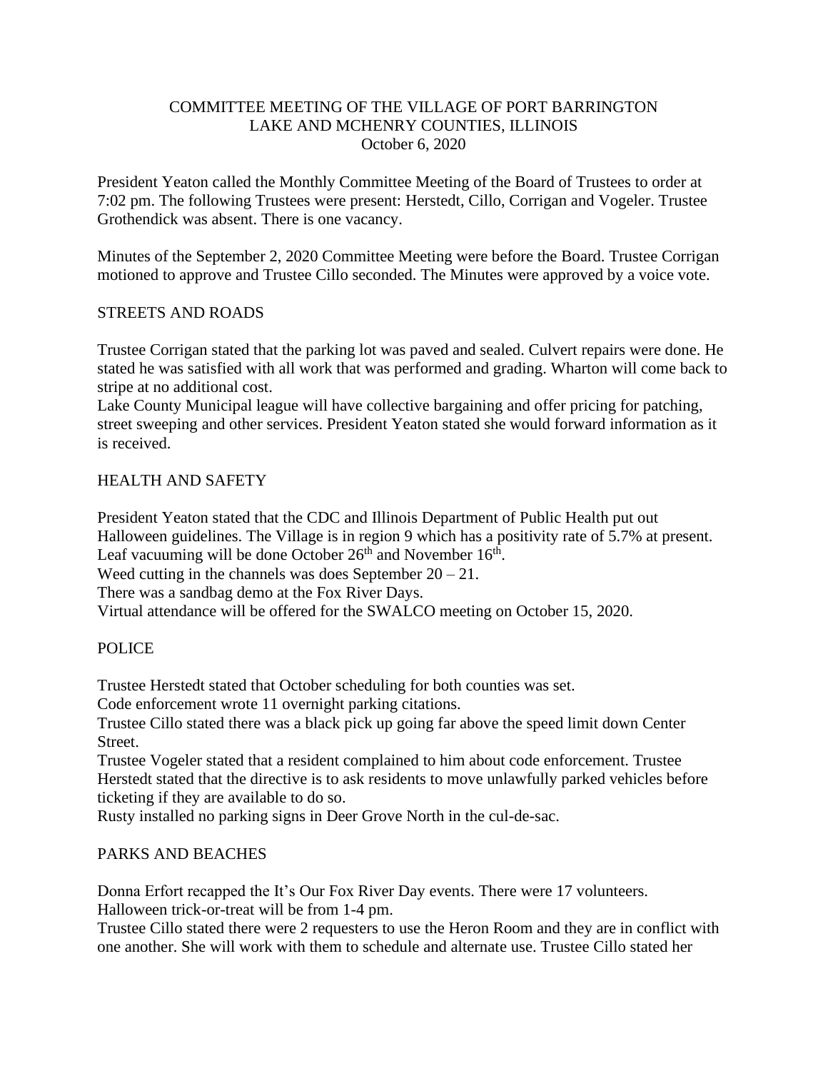# COMMITTEE MEETING OF THE VILLAGE OF PORT BARRINGTON
## LAKE AND MCHENRY COUNTIES, ILLINOIS
### October 6, 2020

President Yeaton called the Monthly Committee Meeting of the Board of Trustees to order at 7:02 pm. The following Trustees were present: Herstedt, Cillo, Corrigan and Vogeler. Trustee Grothendick was absent. There is one vacancy.

Minutes of the September 2, 2020 Committee Meeting were before the Board. Trustee Corrigan motioned to approve and Trustee Cillo seconded. The Minutes were approved by a voice vote.

## STREETS AND ROADS

Trustee Corrigan stated that the parking lot was paved and sealed. Culvert repairs were done. He stated he was satisfied with all work that was performed and grading. Wharton will come back to stripe at no additional cost.

Lake County Municipal league will have collective bargaining and offer pricing for patching, street sweeping and other services. President Yeaton stated she would forward information as it is received.

## HEALTH AND SAFETY

President Yeaton stated that the CDC and Illinois Department of Public Health put out Halloween guidelines. The Village is in region 9 which has a positivity rate of 5.7% at present.

Leaf vacuuming will be done October 26th and November 16th.

Weed cutting in the channels was does September 20 – 21.

There was a sandbag demo at the Fox River Days.

Virtual attendance will be offered for the SWALCO meeting on October 15, 2020.

## POLICE

Trustee Herstedt stated that October scheduling for both counties was set.

Code enforcement wrote 11 overnight parking citations.

Trustee Cillo stated there was a black pick up going far above the speed limit down Center Street.

Trustee Vogeler stated that a resident complained to him about code enforcement. Trustee Herstedt stated that the directive is to ask residents to move unlawfully parked vehicles before ticketing if they are available to do so.

Rusty installed no parking signs in Deer Grove North in the cul-de-sac.

## PARKS AND BEACHES

Donna Erfort recapped the It's Our Fox River Day events. There were 17 volunteers.

Halloween trick-or-treat will be from 1-4 pm.

Trustee Cillo stated there were 2 requesters to use the Heron Room and they are in conflict with one another. She will work with them to schedule and alternate use. Trustee Cillo stated her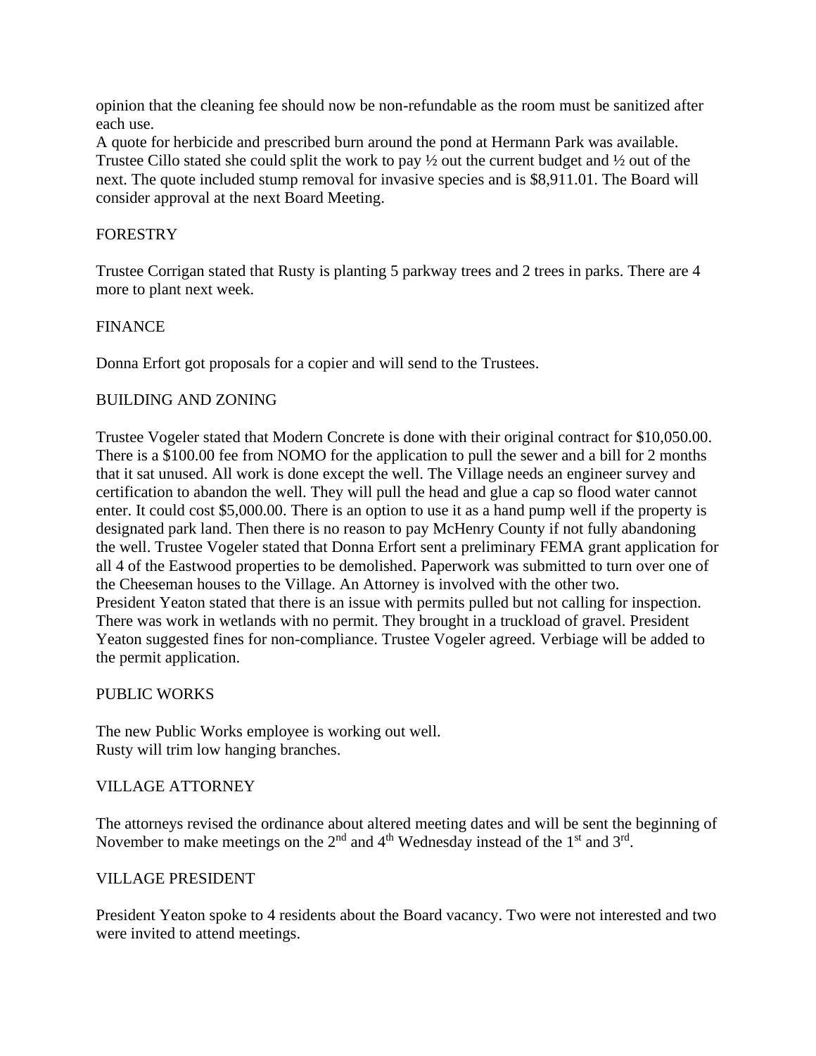opinion that the cleaning fee should now be non-refundable as the room must be sanitized after each use.
A quote for herbicide and prescribed burn around the pond at Hermann Park was available. Trustee Cillo stated she could split the work to pay ½ out the current budget and ½ out of the next. The quote included stump removal for invasive species and is $8,911.01. The Board will consider approval at the next Board Meeting.

FORESTRY

Trustee Corrigan stated that Rusty is planting 5 parkway trees and 2 trees in parks. There are 4 more to plant next week.

FINANCE

Donna Erfort got proposals for a copier and will send to the Trustees.

BUILDING AND ZONING

Trustee Vogeler stated that Modern Concrete is done with their original contract for $10,050.00. There is a $100.00 fee from NOMO for the application to pull the sewer and a bill for 2 months that it sat unused. All work is done except the well. The Village needs an engineer survey and certification to abandon the well. They will pull the head and glue a cap so flood water cannot enter. It could cost $5,000.00. There is an option to use it as a hand pump well if the property is designated park land. Then there is no reason to pay McHenry County if not fully abandoning the well. Trustee Vogeler stated that Donna Erfort sent a preliminary FEMA grant application for all 4 of the Eastwood properties to be demolished. Paperwork was submitted to turn over one of the Cheeseman houses to the Village. An Attorney is involved with the other two.
President Yeaton stated that there is an issue with permits pulled but not calling for inspection. There was work in wetlands with no permit. They brought in a truckload of gravel. President Yeaton suggested fines for non-compliance. Trustee Vogeler agreed. Verbiage will be added to the permit application.

PUBLIC WORKS

The new Public Works employee is working out well.
Rusty will trim low hanging branches.

VILLAGE ATTORNEY

The attorneys revised the ordinance about altered meeting dates and will be sent the beginning of November to make meetings on the 2nd and 4th Wednesday instead of the 1st and 3rd.

VILLAGE PRESIDENT

President Yeaton spoke to 4 residents about the Board vacancy. Two were not interested and two were invited to attend meetings.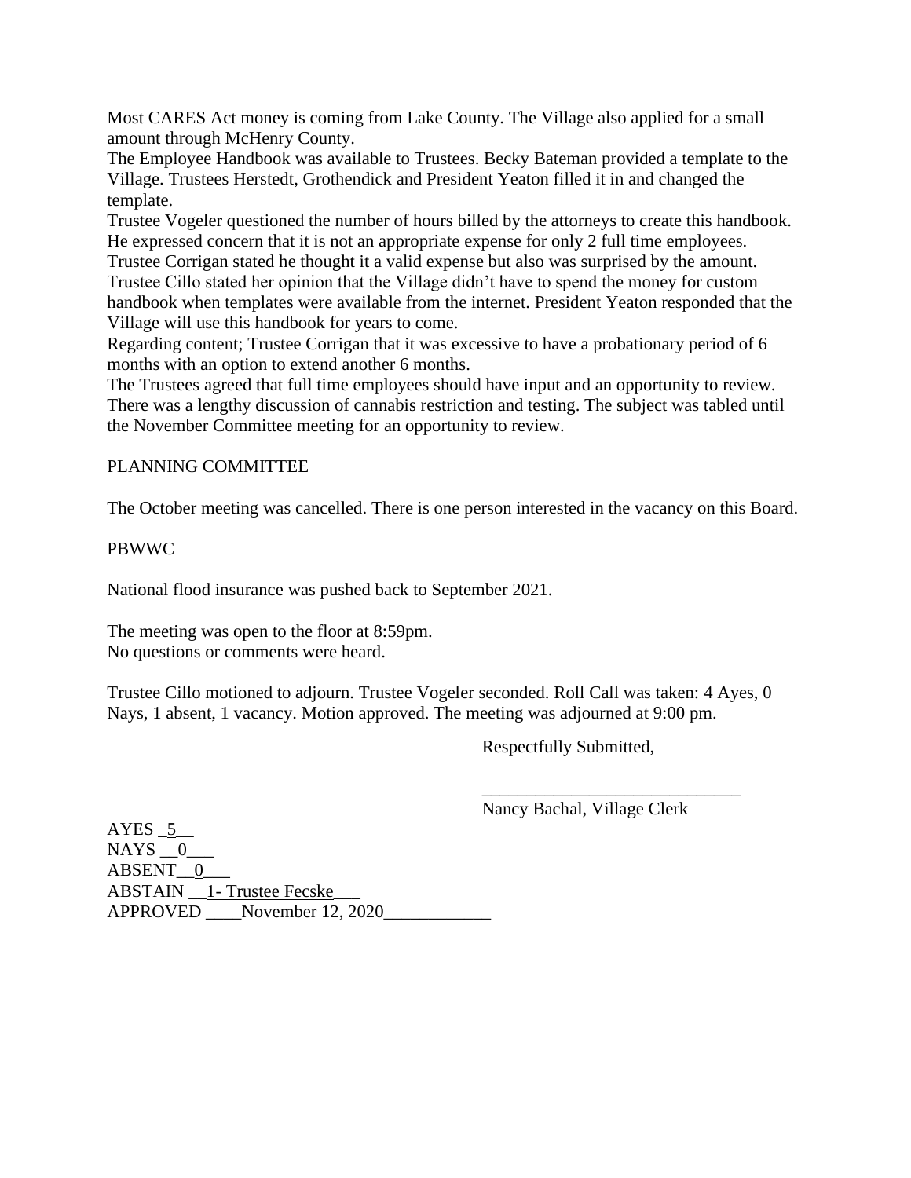Most CARES Act money is coming from Lake County. The Village also applied for a small amount through McHenry County.

The Employee Handbook was available to Trustees. Becky Bateman provided a template to the Village. Trustees Herstedt, Grothendick and President Yeaton filled it in and changed the template.

Trustee Vogeler questioned the number of hours billed by the attorneys to create this handbook. He expressed concern that it is not an appropriate expense for only 2 full time employees.

Trustee Corrigan stated he thought it a valid expense but also was surprised by the amount.

Trustee Cillo stated her opinion that the Village didn't have to spend the money for custom handbook when templates were available from the internet. President Yeaton responded that the Village will use this handbook for years to come.

Regarding content; Trustee Corrigan that it was excessive to have a probationary period of 6 months with an option to extend another 6 months.

The Trustees agreed that full time employees should have input and an opportunity to review.

There was a lengthy discussion of cannabis restriction and testing. The subject was tabled until the November Committee meeting for an opportunity to review.

PLANNING COMMITTEE

The October meeting was cancelled. There is one person interested in the vacancy on this Board.

PBWWC

National flood insurance was pushed back to September 2021.

The meeting was open to the floor at 8:59pm.
No questions or comments were heard.

Trustee Cillo motioned to adjourn. Trustee Vogeler seconded. Roll Call was taken: 4 Ayes, 0 Nays, 1 absent, 1 vacancy. Motion approved. The meeting was adjourned at 9:00 pm.

Respectfully Submitted,

_____________________________
Nancy Bachal, Village Clerk

AYES _5__
NAYS __0___
ABSENT__0___
ABSTAIN __1- Trustee Fecske___
APPROVED ____November 12, 2020____________